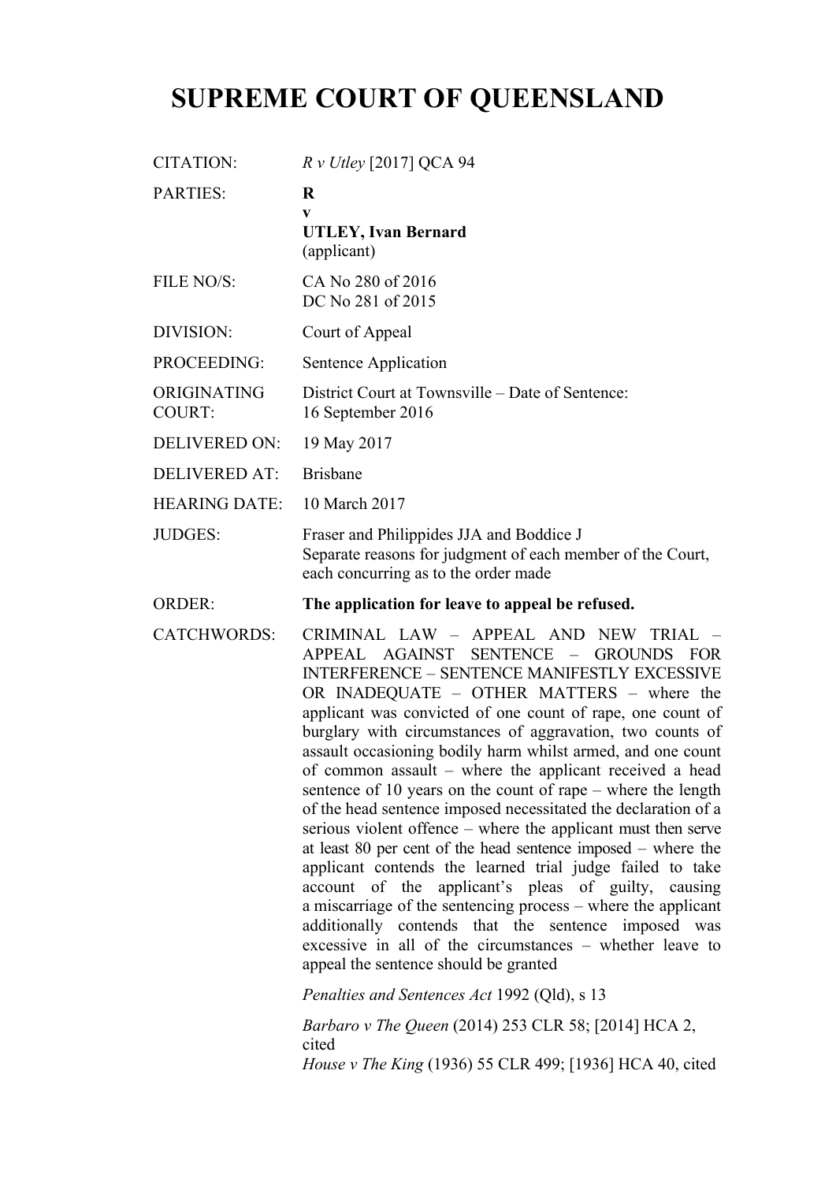# SUPREME COURT OF QUEENSLAND

| | |
|---|---|
| CITATION: | *R v Utley* [2017] QCA 94 |
| PARTIES: | **R**<br>**v**<br>**UTLEY, Ivan Bernard**<br>(applicant) |
| FILE NO/S: | CA No 280 of 2016<br>DC No 281 of 2015 |
| DIVISION: | Court of Appeal |
| PROCEEDING: | Sentence Application |
| ORIGINATING COURT: | District Court at Townsville – Date of Sentence: 16 September 2016 |
| DELIVERED ON: | 19 May 2017 |
| DELIVERED AT: | Brisbane |
| HEARING DATE: | 10 March 2017 |
| JUDGES: | Fraser and Philippides JJA and Boddice J<br>Separate reasons for judgment of each member of the Court, each concurring as to the order made |
| ORDER: | **The application for leave to appeal be refused.** |
| CATCHWORDS: | CRIMINAL LAW – APPEAL AND NEW TRIAL – APPEAL AGAINST SENTENCE – GROUNDS FOR INTERFERENCE – SENTENCE MANIFESTLY EXCESSIVE OR INADEQUATE – OTHER MATTERS – where the applicant was convicted of one count of rape, one count of burglary with circumstances of aggravation, two counts of assault occasioning bodily harm whilst armed, and one count of common assault – where the applicant received a head sentence of 10 years on the count of rape – where the length of the head sentence imposed necessitated the declaration of a serious violent offence – where the applicant must then serve at least 80 per cent of the head sentence imposed – where the applicant contends the learned trial judge failed to take account of the applicant's pleas of guilty, causing a miscarriage of the sentencing process – where the applicant additionally contends that the sentence imposed was excessive in all of the circumstances – whether leave to appeal the sentence should be granted<br><br>*Penalties and Sentences Act* 1992 (Qld), s 13<br><br>*Barbaro v The Queen* (2014) 253 CLR 58; [2014] HCA 2, cited<br>*House v The King* (1936) 55 CLR 499; [1936] HCA 40, cited |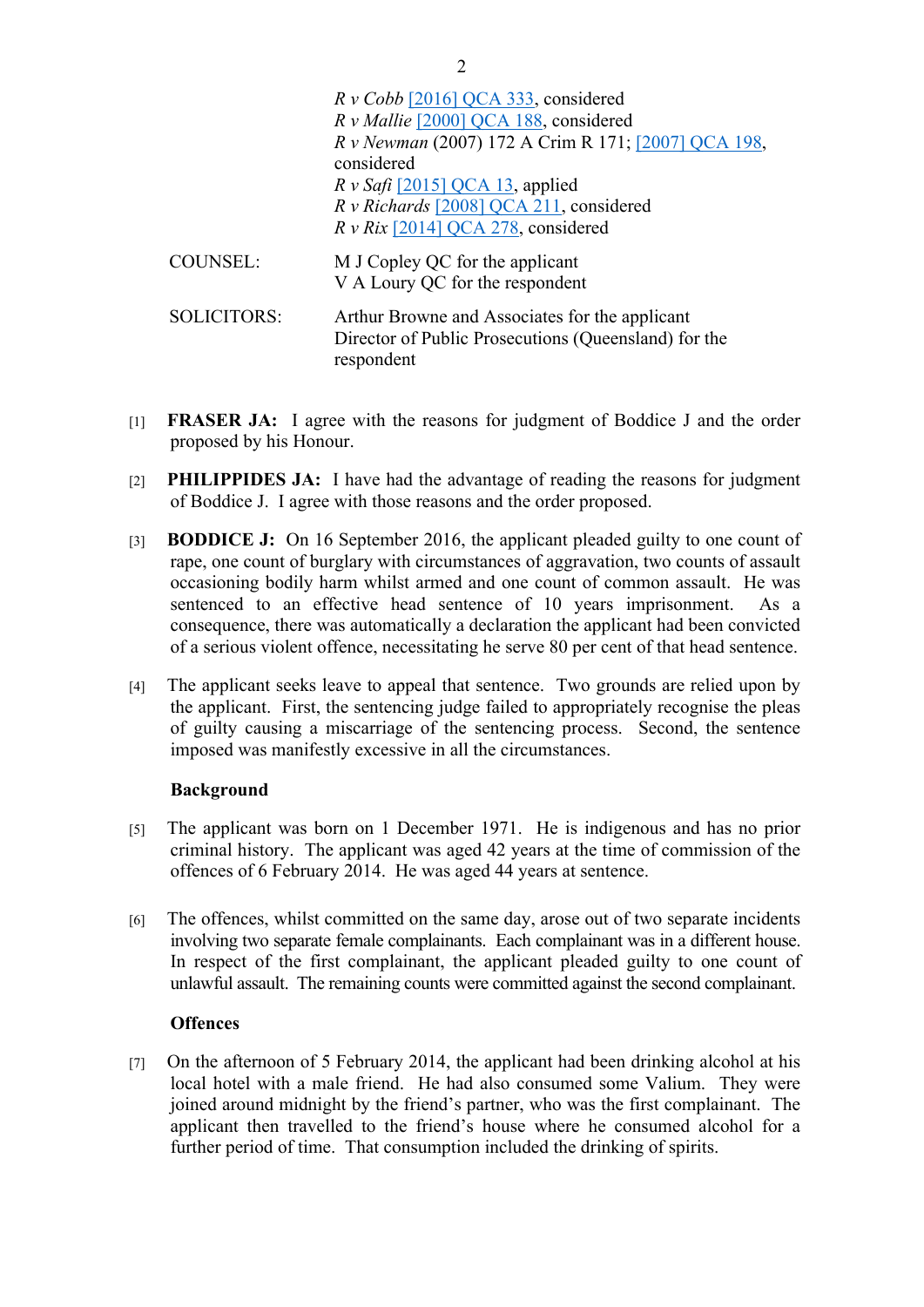*R v Cobb* [2016] QCA 333, considered
*R v Mallie* [2000] QCA 188, considered
*R v Newman* (2007) 172 A Crim R 171; [2007] QCA 198, considered
*R v Safi* [2015] QCA 13, applied
*R v Richards* [2008] QCA 211, considered
*R v Rix* [2014] QCA 278, considered

| | |
|---|---|
| COUNSEL: | M J Copley QC for the applicant<br>V A Loury QC for the respondent |
| SOLICITORS: | Arthur Browne and Associates for the applicant<br>Director of Public Prosecutions (Queensland) for the respondent |

[1] **FRASER JA:** I agree with the reasons for judgment of Boddice J and the order proposed by his Honour.

[2] **PHILIPPIDES JA:** I have had the advantage of reading the reasons for judgment of Boddice J. I agree with those reasons and the order proposed.

[3] **BODDICE J:** On 16 September 2016, the applicant pleaded guilty to one count of rape, one count of burglary with circumstances of aggravation, two counts of assault occasioning bodily harm whilst armed and one count of common assault. He was sentenced to an effective head sentence of 10 years imprisonment. As a consequence, there was automatically a declaration the applicant had been convicted of a serious violent offence, necessitating he serve 80 per cent of that head sentence.

[4] The applicant seeks leave to appeal that sentence. Two grounds are relied upon by the applicant. First, the sentencing judge failed to appropriately recognise the pleas of guilty causing a miscarriage of the sentencing process. Second, the sentence imposed was manifestly excessive in all the circumstances.

**Background**

[5] The applicant was born on 1 December 1971. He is indigenous and has no prior criminal history. The applicant was aged 42 years at the time of commission of the offences of 6 February 2014. He was aged 44 years at sentence.

[6] The offences, whilst committed on the same day, arose out of two separate incidents involving two separate female complainants. Each complainant was in a different house. In respect of the first complainant, the applicant pleaded guilty to one count of unlawful assault. The remaining counts were committed against the second complainant.

**Offences**

[7] On the afternoon of 5 February 2014, the applicant had been drinking alcohol at his local hotel with a male friend. He had also consumed some Valium. They were joined around midnight by the friend's partner, who was the first complainant. The applicant then travelled to the friend's house where he consumed alcohol for a further period of time. That consumption included the drinking of spirits.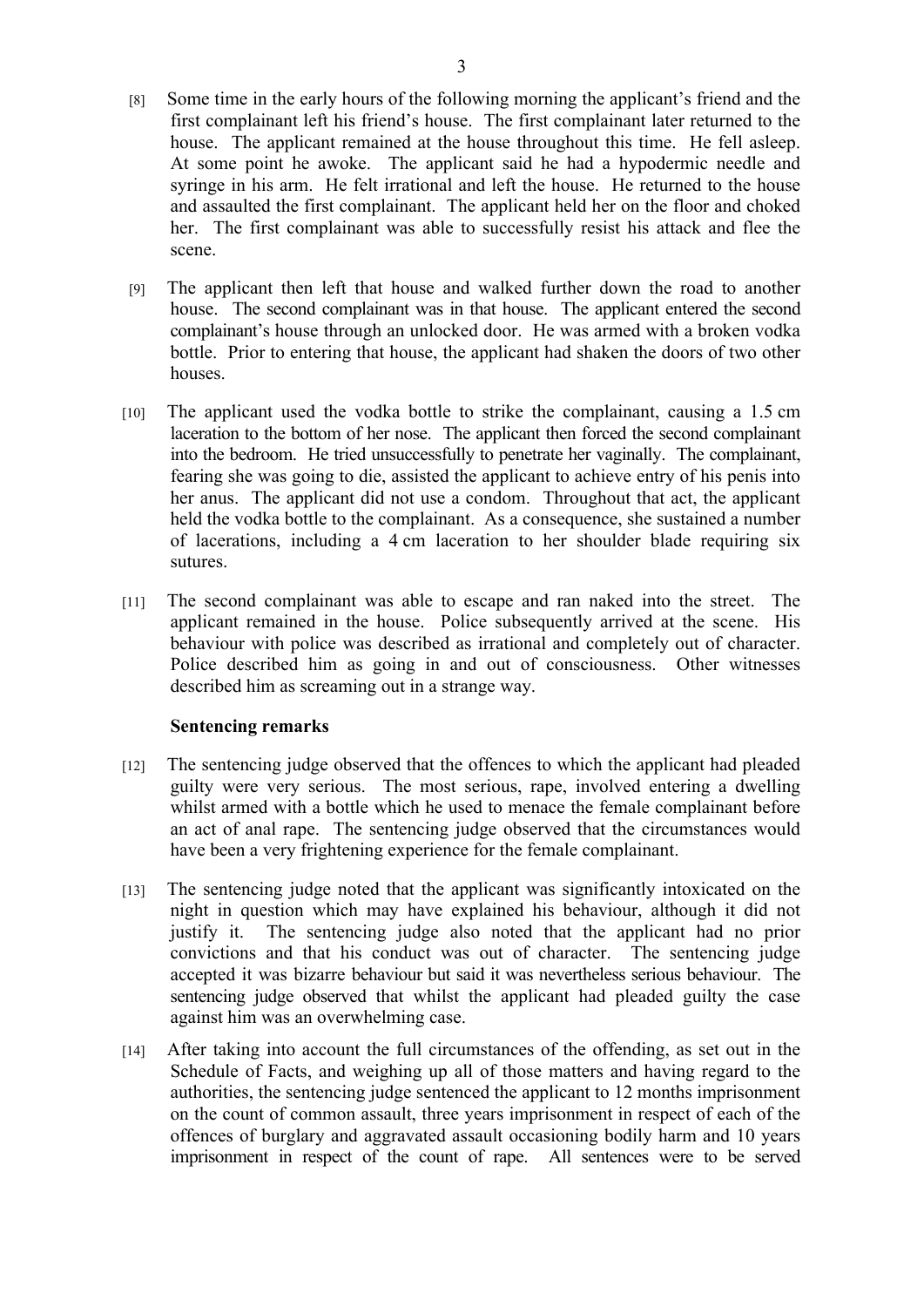[8] Some time in the early hours of the following morning the applicant's friend and the first complainant left his friend's house. The first complainant later returned to the house. The applicant remained at the house throughout this time. He fell asleep. At some point he awoke. The applicant said he had a hypodermic needle and syringe in his arm. He felt irrational and left the house. He returned to the house and assaulted the first complainant. The applicant held her on the floor and choked her. The first complainant was able to successfully resist his attack and flee the scene.

[9] The applicant then left that house and walked further down the road to another house. The second complainant was in that house. The applicant entered the second complainant's house through an unlocked door. He was armed with a broken vodka bottle. Prior to entering that house, the applicant had shaken the doors of two other houses.

[10] The applicant used the vodka bottle to strike the complainant, causing a 1.5 cm laceration to the bottom of her nose. The applicant then forced the second complainant into the bedroom. He tried unsuccessfully to penetrate her vaginally. The complainant, fearing she was going to die, assisted the applicant to achieve entry of his penis into her anus. The applicant did not use a condom. Throughout that act, the applicant held the vodka bottle to the complainant. As a consequence, she sustained a number of lacerations, including a 4 cm laceration to her shoulder blade requiring six sutures.

[11] The second complainant was able to escape and ran naked into the street. The applicant remained in the house. Police subsequently arrived at the scene. His behaviour with police was described as irrational and completely out of character. Police described him as going in and out of consciousness. Other witnesses described him as screaming out in a strange way.

**Sentencing remarks**

[12] The sentencing judge observed that the offences to which the applicant had pleaded guilty were very serious. The most serious, rape, involved entering a dwelling whilst armed with a bottle which he used to menace the female complainant before an act of anal rape. The sentencing judge observed that the circumstances would have been a very frightening experience for the female complainant.

[13] The sentencing judge noted that the applicant was significantly intoxicated on the night in question which may have explained his behaviour, although it did not justify it. The sentencing judge also noted that the applicant had no prior convictions and that his conduct was out of character. The sentencing judge accepted it was bizarre behaviour but said it was nevertheless serious behaviour. The sentencing judge observed that whilst the applicant had pleaded guilty the case against him was an overwhelming case.

[14] After taking into account the full circumstances of the offending, as set out in the Schedule of Facts, and weighing up all of those matters and having regard to the authorities, the sentencing judge sentenced the applicant to 12 months imprisonment on the count of common assault, three years imprisonment in respect of each of the offences of burglary and aggravated assault occasioning bodily harm and 10 years imprisonment in respect of the count of rape. All sentences were to be served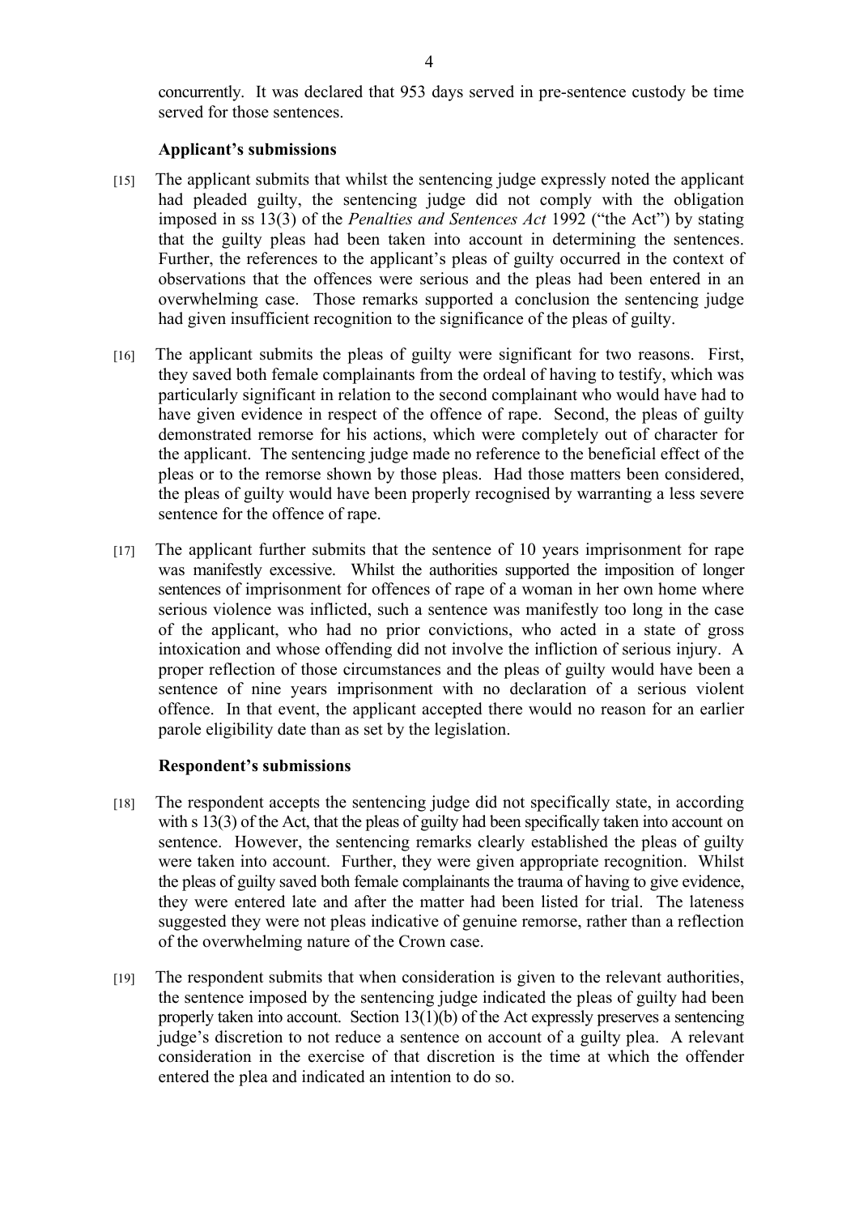concurrently. It was declared that 953 days served in pre-sentence custody be time served for those sentences.

### Applicant's submissions

[15] The applicant submits that whilst the sentencing judge expressly noted the applicant had pleaded guilty, the sentencing judge did not comply with the obligation imposed in ss 13(3) of the *Penalties and Sentences Act* 1992 ("the Act") by stating that the guilty pleas had been taken into account in determining the sentences. Further, the references to the applicant's pleas of guilty occurred in the context of observations that the offences were serious and the pleas had been entered in an overwhelming case. Those remarks supported a conclusion the sentencing judge had given insufficient recognition to the significance of the pleas of guilty.

[16] The applicant submits the pleas of guilty were significant for two reasons. First, they saved both female complainants from the ordeal of having to testify, which was particularly significant in relation to the second complainant who would have had to have given evidence in respect of the offence of rape. Second, the pleas of guilty demonstrated remorse for his actions, which were completely out of character for the applicant. The sentencing judge made no reference to the beneficial effect of the pleas or to the remorse shown by those pleas. Had those matters been considered, the pleas of guilty would have been properly recognised by warranting a less severe sentence for the offence of rape.

[17] The applicant further submits that the sentence of 10 years imprisonment for rape was manifestly excessive. Whilst the authorities supported the imposition of longer sentences of imprisonment for offences of rape of a woman in her own home where serious violence was inflicted, such a sentence was manifestly too long in the case of the applicant, who had no prior convictions, who acted in a state of gross intoxication and whose offending did not involve the infliction of serious injury. A proper reflection of those circumstances and the pleas of guilty would have been a sentence of nine years imprisonment with no declaration of a serious violent offence. In that event, the applicant accepted there would no reason for an earlier parole eligibility date than as set by the legislation.

### Respondent's submissions

[18] The respondent accepts the sentencing judge did not specifically state, in according with s 13(3) of the Act, that the pleas of guilty had been specifically taken into account on sentence. However, the sentencing remarks clearly established the pleas of guilty were taken into account. Further, they were given appropriate recognition. Whilst the pleas of guilty saved both female complainants the trauma of having to give evidence, they were entered late and after the matter had been listed for trial. The lateness suggested they were not pleas indicative of genuine remorse, rather than a reflection of the overwhelming nature of the Crown case.

[19] The respondent submits that when consideration is given to the relevant authorities, the sentence imposed by the sentencing judge indicated the pleas of guilty had been properly taken into account. Section 13(1)(b) of the Act expressly preserves a sentencing judge's discretion to not reduce a sentence on account of a guilty plea. A relevant consideration in the exercise of that discretion is the time at which the offender entered the plea and indicated an intention to do so.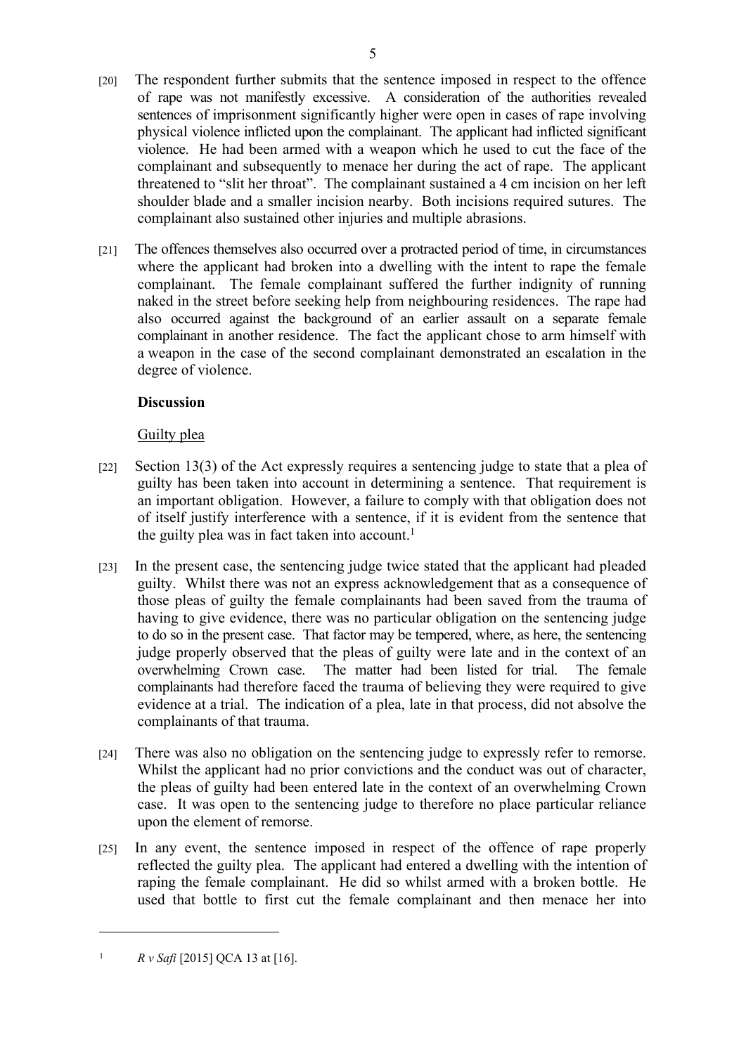[20] The respondent further submits that the sentence imposed in respect to the offence of rape was not manifestly excessive. A consideration of the authorities revealed sentences of imprisonment significantly higher were open in cases of rape involving physical violence inflicted upon the complainant. The applicant had inflicted significant violence. He had been armed with a weapon which he used to cut the face of the complainant and subsequently to menace her during the act of rape. The applicant threatened to "slit her throat". The complainant sustained a 4 cm incision on her left shoulder blade and a smaller incision nearby. Both incisions required sutures. The complainant also sustained other injuries and multiple abrasions.

[21] The offences themselves also occurred over a protracted period of time, in circumstances where the applicant had broken into a dwelling with the intent to rape the female complainant. The female complainant suffered the further indignity of running naked in the street before seeking help from neighbouring residences. The rape had also occurred against the background of an earlier assault on a separate female complainant in another residence. The fact the applicant chose to arm himself with a weapon in the case of the second complainant demonstrated an escalation in the degree of violence.

**Discussion**

Guilty plea

[22] Section 13(3) of the Act expressly requires a sentencing judge to state that a plea of guilty has been taken into account in determining a sentence. That requirement is an important obligation. However, a failure to comply with that obligation does not of itself justify interference with a sentence, if it is evident from the sentence that the guilty plea was in fact taken into account.[1]

[23] In the present case, the sentencing judge twice stated that the applicant had pleaded guilty. Whilst there was not an express acknowledgement that as a consequence of those pleas of guilty the female complainants had been saved from the trauma of having to give evidence, there was no particular obligation on the sentencing judge to do so in the present case. That factor may be tempered, where, as here, the sentencing judge properly observed that the pleas of guilty were late and in the context of an overwhelming Crown case. The matter had been listed for trial. The female complainants had therefore faced the trauma of believing they were required to give evidence at a trial. The indication of a plea, late in that process, did not absolve the complainants of that trauma.

[24] There was also no obligation on the sentencing judge to expressly refer to remorse. Whilst the applicant had no prior convictions and the conduct was out of character, the pleas of guilty had been entered late in the context of an overwhelming Crown case. It was open to the sentencing judge to therefore no place particular reliance upon the element of remorse.

[25] In any event, the sentence imposed in respect of the offence of rape properly reflected the guilty plea. The applicant had entered a dwelling with the intention of raping the female complainant. He did so whilst armed with a broken bottle. He used that bottle to first cut the female complainant and then menace her into

---

[1] *R v Safi* [2015] QCA 13 at [16].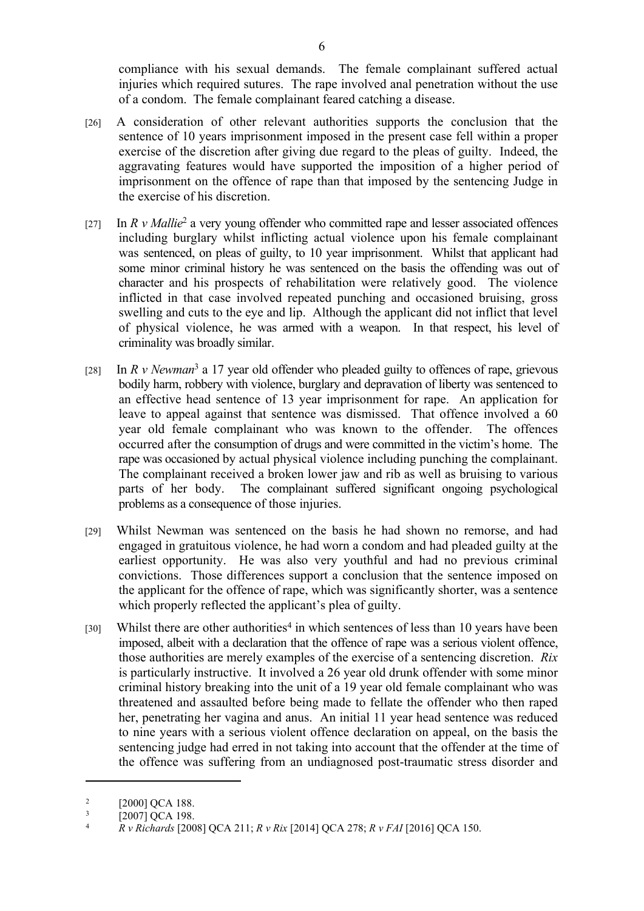compliance with his sexual demands. The female complainant suffered actual injuries which required sutures. The rape involved anal penetration without the use of a condom. The female complainant feared catching a disease.

[26] A consideration of other relevant authorities supports the conclusion that the sentence of 10 years imprisonment imposed in the present case fell within a proper exercise of the discretion after giving due regard to the pleas of guilty. Indeed, the aggravating features would have supported the imposition of a higher period of imprisonment on the offence of rape than that imposed by the sentencing Judge in the exercise of his discretion.

[27] In *R v Mallie*[2] a very young offender who committed rape and lesser associated offences including burglary whilst inflicting actual violence upon his female complainant was sentenced, on pleas of guilty, to 10 year imprisonment. Whilst that applicant had some minor criminal history he was sentenced on the basis the offending was out of character and his prospects of rehabilitation were relatively good. The violence inflicted in that case involved repeated punching and occasioned bruising, gross swelling and cuts to the eye and lip. Although the applicant did not inflict that level of physical violence, he was armed with a weapon. In that respect, his level of criminality was broadly similar.

[28] In *R v Newman*[3] a 17 year old offender who pleaded guilty to offences of rape, grievous bodily harm, robbery with violence, burglary and depravation of liberty was sentenced to an effective head sentence of 13 year imprisonment for rape. An application for leave to appeal against that sentence was dismissed. That offence involved a 60 year old female complainant who was known to the offender. The offences occurred after the consumption of drugs and were committed in the victim's home. The rape was occasioned by actual physical violence including punching the complainant. The complainant received a broken lower jaw and rib as well as bruising to various parts of her body. The complainant suffered significant ongoing psychological problems as a consequence of those injuries.

[29] Whilst Newman was sentenced on the basis he had shown no remorse, and had engaged in gratuitous violence, he had worn a condom and had pleaded guilty at the earliest opportunity. He was also very youthful and had no previous criminal convictions. Those differences support a conclusion that the sentence imposed on the applicant for the offence of rape, which was significantly shorter, was a sentence which properly reflected the applicant's plea of guilty.

[30] Whilst there are other authorities[4] in which sentences of less than 10 years have been imposed, albeit with a declaration that the offence of rape was a serious violent offence, those authorities are merely examples of the exercise of a sentencing discretion. *Rix* is particularly instructive. It involved a 26 year old drunk offender with some minor criminal history breaking into the unit of a 19 year old female complainant who was threatened and assaulted before being made to fellate the offender who then raped her, penetrating her vagina and anus. An initial 11 year head sentence was reduced to nine years with a serious violent offence declaration on appeal, on the basis the sentencing judge had erred in not taking into account that the offender at the time of the offence was suffering from an undiagnosed post-traumatic stress disorder and

---

[2] [2000] QCA 188.

[3] [2007] QCA 198.

[4] *R v Richards* [2008] QCA 211; *R v Rix* [2014] QCA 278; *R v FAI* [2016] QCA 150.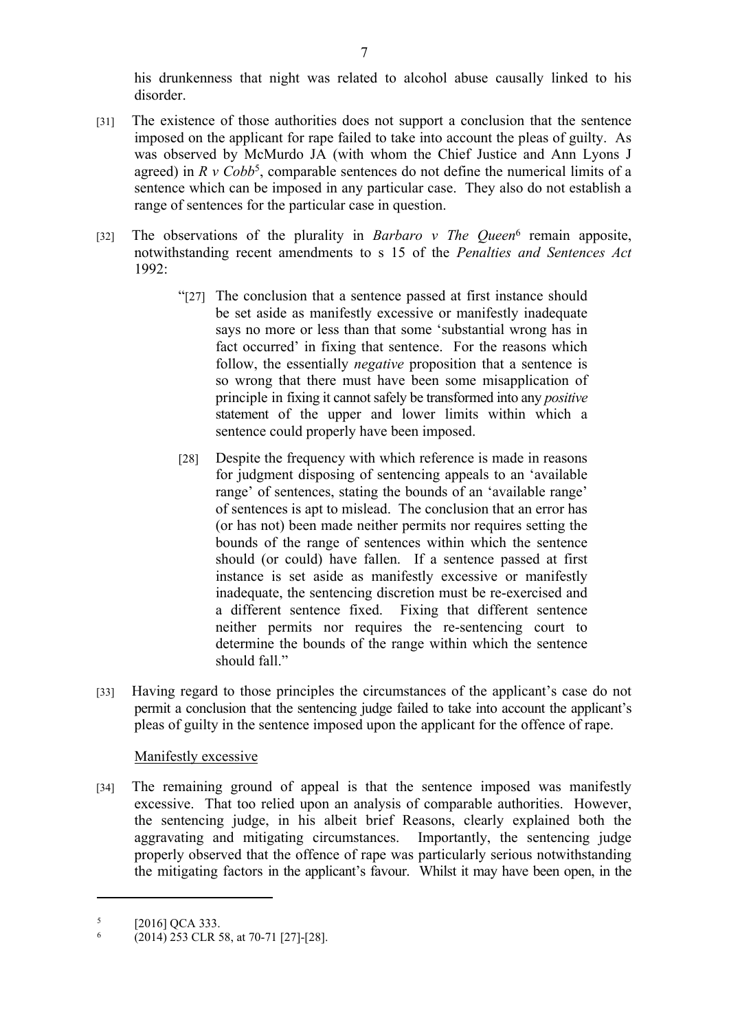his drunkenness that night was related to alcohol abuse causally linked to his disorder.

[31] The existence of those authorities does not support a conclusion that the sentence imposed on the applicant for rape failed to take into account the pleas of guilty. As was observed by McMurdo JA (with whom the Chief Justice and Ann Lyons J agreed) in *R v Cobb*[5], comparable sentences do not define the numerical limits of a sentence which can be imposed in any particular case. They also do not establish a range of sentences for the particular case in question.

[32] The observations of the plurality in *Barbaro v The Queen*[6] remain apposite, notwithstanding recent amendments to s 15 of the *Penalties and Sentences Act* 1992:

> "[27] The conclusion that a sentence passed at first instance should be set aside as manifestly excessive or manifestly inadequate says no more or less than that some 'substantial wrong has in fact occurred' in fixing that sentence. For the reasons which follow, the essentially *negative* proposition that a sentence is so wrong that there must have been some misapplication of principle in fixing it cannot safely be transformed into any *positive* statement of the upper and lower limits within which a sentence could properly have been imposed.
>
> [28] Despite the frequency with which reference is made in reasons for judgment disposing of sentencing appeals to an 'available range' of sentences, stating the bounds of an 'available range' of sentences is apt to mislead. The conclusion that an error has (or has not) been made neither permits nor requires setting the bounds of the range of sentences within which the sentence should (or could) have fallen. If a sentence passed at first instance is set aside as manifestly excessive or manifestly inadequate, the sentencing discretion must be re-exercised and a different sentence fixed. Fixing that different sentence neither permits nor requires the re-sentencing court to determine the bounds of the range within which the sentence should fall."

[33] Having regard to those principles the circumstances of the applicant's case do not permit a conclusion that the sentencing judge failed to take into account the applicant's pleas of guilty in the sentence imposed upon the applicant for the offence of rape.

Manifestly excessive

[34] The remaining ground of appeal is that the sentence imposed was manifestly excessive. That too relied upon an analysis of comparable authorities. However, the sentencing judge, in his albeit brief Reasons, clearly explained both the aggravating and mitigating circumstances. Importantly, the sentencing judge properly observed that the offence of rape was particularly serious notwithstanding the mitigating factors in the applicant's favour. Whilst it may have been open, in the

---

[5] [2016] QCA 333.

[6] (2014) 253 CLR 58, at 70-71 [27]-[28].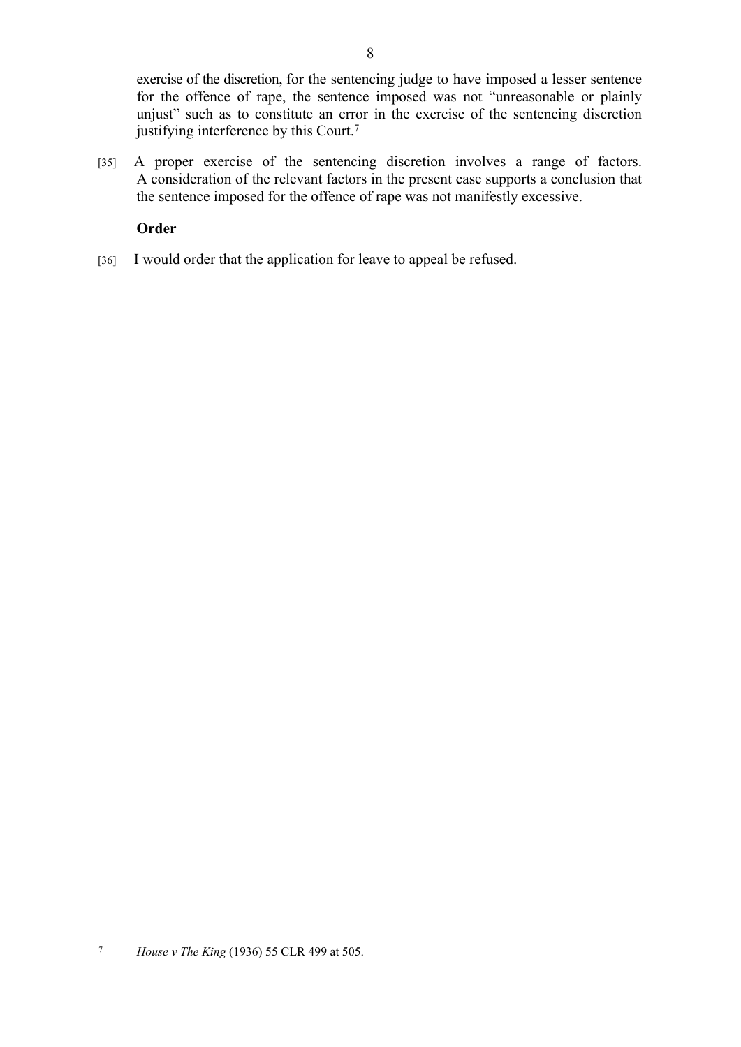exercise of the discretion, for the sentencing judge to have imposed a lesser sentence for the offence of rape, the sentence imposed was not "unreasonable or plainly unjust" such as to constitute an error in the exercise of the sentencing discretion justifying interference by this Court.[7]

[35] A proper exercise of the sentencing discretion involves a range of factors. A consideration of the relevant factors in the present case supports a conclusion that the sentence imposed for the offence of rape was not manifestly excessive.

**Order**

[36] I would order that the application for leave to appeal be refused.

---

[7] *House v The King* (1936) 55 CLR 499 at 505.